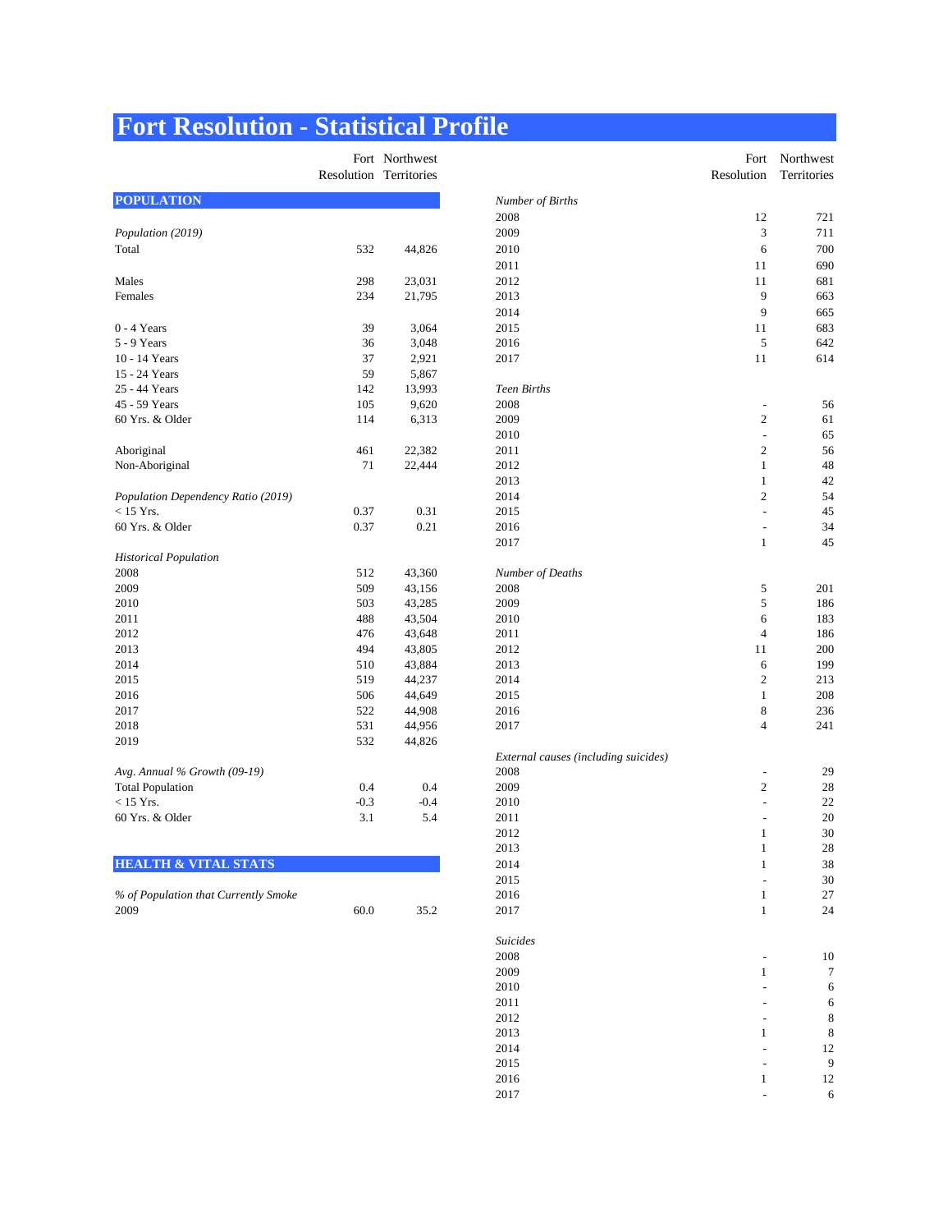# Fort Resolution - Statistical Profile

| | Fort Resolution | Northwest Territories |
|---|---|---|
| **POPULATION** | | |
| *Population (2019)* | | |
| Total | 532 | 44,826 |
| Males | 298 | 23,031 |
| Females | 234 | 21,795 |
| 0 - 4 Years | 39 | 3,064 |
| 5 - 9 Years | 36 | 3,048 |
| 10 - 14 Years | 37 | 2,921 |
| 15 - 24 Years | 59 | 5,867 |
| 25 - 44 Years | 142 | 13,993 |
| 45 - 59 Years | 105 | 9,620 |
| 60 Yrs. & Older | 114 | 6,313 |
| Aboriginal | 461 | 22,382 |
| Non-Aboriginal | 71 | 22,444 |
| *Population Dependency Ratio (2019)* | | |
| < 15 Yrs. | 0.37 | 0.31 |
| 60 Yrs. & Older | 0.37 | 0.21 |
| *Historical Population* | | |
| 2008 | 512 | 43,360 |
| 2009 | 509 | 43,156 |
| 2010 | 503 | 43,285 |
| 2011 | 488 | 43,504 |
| 2012 | 476 | 43,648 |
| 2013 | 494 | 43,805 |
| 2014 | 510 | 43,884 |
| 2015 | 519 | 44,237 |
| 2016 | 506 | 44,649 |
| 2017 | 522 | 44,908 |
| 2018 | 531 | 44,956 |
| 2019 | 532 | 44,826 |
| *Avg. Annual % Growth (09-19)* | | |
| Total Population | 0.4 | 0.4 |
| < 15 Yrs. | -0.3 | -0.4 |
| 60 Yrs. & Older | 3.1 | 5.4 |
| **HEALTH & VITAL STATS** | | |
| *% of Population that Currently Smoke* | | |
| 2009 | 60.0 | 35.2 |

| | Fort Resolution | Northwest Territories |
|---|---|---|
| *Number of Births* | | |
| 2008 | 12 | 721 |
| 2009 | 3 | 711 |
| 2010 | 6 | 700 |
| 2011 | 11 | 690 |
| 2012 | 11 | 681 |
| 2013 | 9 | 663 |
| 2014 | 9 | 665 |
| 2015 | 11 | 683 |
| 2016 | 5 | 642 |
| 2017 | 11 | 614 |
| *Teen Births* | | |
| 2008 | - | 56 |
| 2009 | 2 | 61 |
| 2010 | - | 65 |
| 2011 | 2 | 56 |
| 2012 | 1 | 48 |
| 2013 | 1 | 42 |
| 2014 | 2 | 54 |
| 2015 | - | 45 |
| 2016 | - | 34 |
| 2017 | 1 | 45 |
| *Number of Deaths* | | |
| 2008 | 5 | 201 |
| 2009 | 5 | 186 |
| 2010 | 6 | 183 |
| 2011 | 4 | 186 |
| 2012 | 11 | 200 |
| 2013 | 6 | 199 |
| 2014 | 2 | 213 |
| 2015 | 1 | 208 |
| 2016 | 8 | 236 |
| 2017 | 4 | 241 |
| *External causes (including suicides)* | | |
| 2008 | - | 29 |
| 2009 | 2 | 28 |
| 2010 | - | 22 |
| 2011 | - | 20 |
| 2012 | 1 | 30 |
| 2013 | 1 | 28 |
| 2014 | 1 | 38 |
| 2015 | - | 30 |
| 2016 | 1 | 27 |
| 2017 | 1 | 24 |
| *Suicides* | | |
| 2008 | - | 10 |
| 2009 | 1 | 7 |
| 2010 | - | 6 |
| 2011 | - | 6 |
| 2012 | - | 8 |
| 2013 | 1 | 8 |
| 2014 | - | 12 |
| 2015 | - | 9 |
| 2016 | 1 | 12 |
| 2017 | - | 6 |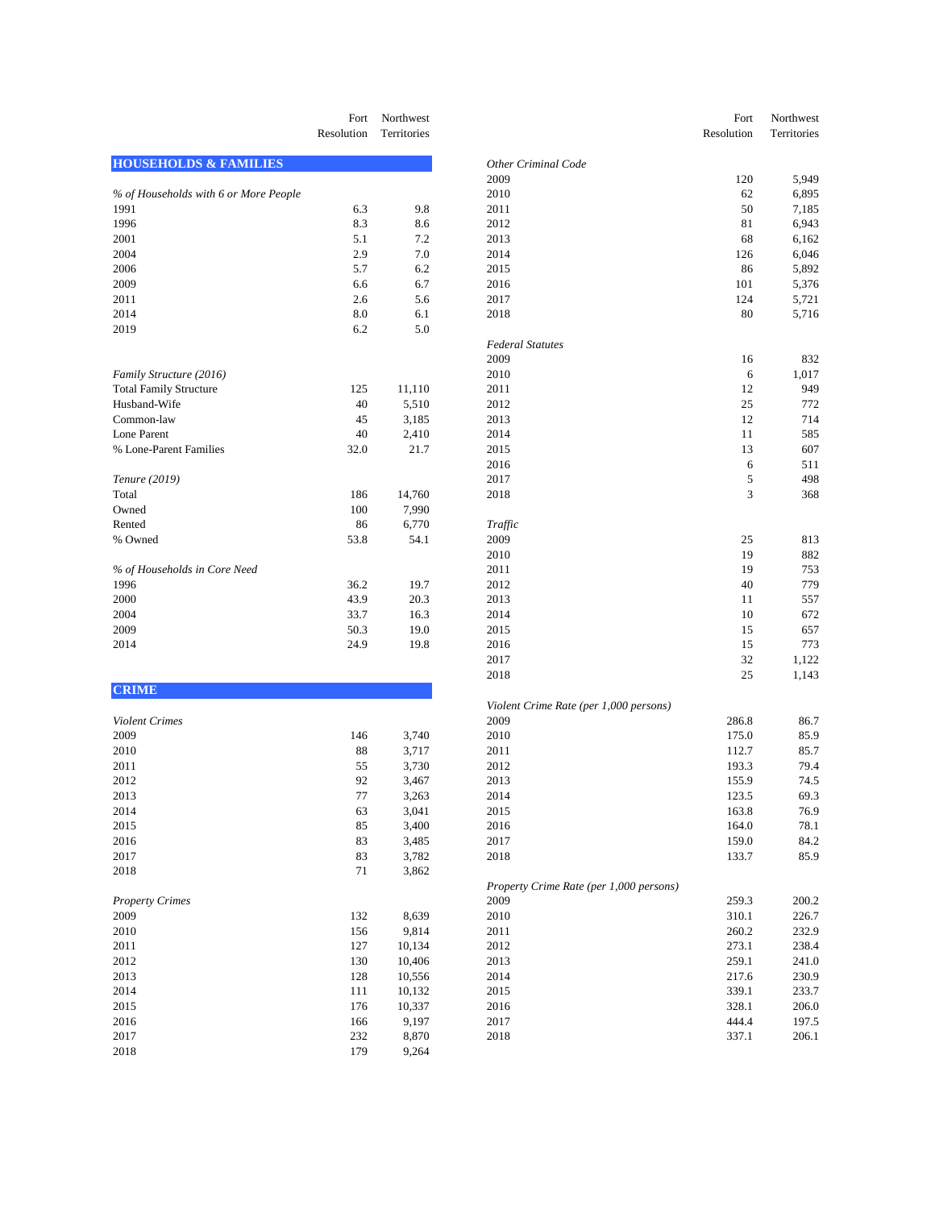## HOUSEHOLDS & FAMILIES

| | Fort Resolution | Northwest Territories |
|---|---|---|
| *% of Households with 6 or More People* | | |
| 1991 | 6.3 | 9.8 |
| 1996 | 8.3 | 8.6 |
| 2001 | 5.1 | 7.2 |
| 2004 | 2.9 | 7.0 |
| 2006 | 5.7 | 6.2 |
| 2009 | 6.6 | 6.7 |
| 2011 | 2.6 | 5.6 |
| 2014 | 8.0 | 6.1 |
| 2019 | 6.2 | 5.0 |
| *Family Structure (2016)* | | |
| Total Family Structure | 125 | 11,110 |
| Husband-Wife | 40 | 5,510 |
| Common-law | 45 | 3,185 |
| Lone Parent | 40 | 2,410 |
| % Lone-Parent Families | 32.0 | 21.7 |
| *Tenure (2019)* | | |
| Total | 186 | 14,760 |
| Owned | 100 | 7,990 |
| Rented | 86 | 6,770 |
| % Owned | 53.8 | 54.1 |
| *% of Households in Core Need* | | |
| 1996 | 36.2 | 19.7 |
| 2000 | 43.9 | 20.3 |
| 2004 | 33.7 | 16.3 |
| 2009 | 50.3 | 19.0 |
| 2014 | 24.9 | 19.8 |

## CRIME

| | Fort Resolution | Northwest Territories |
|---|---|---|
| *Violent Crimes* | | |
| 2009 | 146 | 3,740 |
| 2010 | 88 | 3,717 |
| 2011 | 55 | 3,730 |
| 2012 | 92 | 3,467 |
| 2013 | 77 | 3,263 |
| 2014 | 63 | 3,041 |
| 2015 | 85 | 3,400 |
| 2016 | 83 | 3,485 |
| 2017 | 83 | 3,782 |
| 2018 | 71 | 3,862 |
| *Property Crimes* | | |
| 2009 | 132 | 8,639 |
| 2010 | 156 | 9,814 |
| 2011 | 127 | 10,134 |
| 2012 | 130 | 10,406 |
| 2013 | 128 | 10,556 |
| 2014 | 111 | 10,132 |
| 2015 | 176 | 10,337 |
| 2016 | 166 | 9,197 |
| 2017 | 232 | 8,870 |
| 2018 | 179 | 9,264 |
| *Other Criminal Code* | | |
| 2009 | 120 | 5,949 |
| 2010 | 62 | 6,895 |
| 2011 | 50 | 7,185 |
| 2012 | 81 | 6,943 |
| 2013 | 68 | 6,162 |
| 2014 | 126 | 6,046 |
| 2015 | 86 | 5,892 |
| 2016 | 101 | 5,376 |
| 2017 | 124 | 5,721 |
| 2018 | 80 | 5,716 |
| *Federal Statutes* | | |
| 2009 | 16 | 832 |
| 2010 | 6 | 1,017 |
| 2011 | 12 | 949 |
| 2012 | 25 | 772 |
| 2013 | 12 | 714 |
| 2014 | 11 | 585 |
| 2015 | 13 | 607 |
| 2016 | 6 | 511 |
| 2017 | 5 | 498 |
| 2018 | 3 | 368 |
| *Traffic* | | |
| 2009 | 25 | 813 |
| 2010 | 19 | 882 |
| 2011 | 19 | 753 |
| 2012 | 40 | 779 |
| 2013 | 11 | 557 |
| 2014 | 10 | 672 |
| 2015 | 15 | 657 |
| 2016 | 15 | 773 |
| 2017 | 32 | 1,122 |
| 2018 | 25 | 1,143 |
| *Violent Crime Rate (per 1,000 persons)* | | |
| 2009 | 286.8 | 86.7 |
| 2010 | 175.0 | 85.9 |
| 2011 | 112.7 | 85.7 |
| 2012 | 193.3 | 79.4 |
| 2013 | 155.9 | 74.5 |
| 2014 | 123.5 | 69.3 |
| 2015 | 163.8 | 76.9 |
| 2016 | 164.0 | 78.1 |
| 2017 | 159.0 | 84.2 |
| 2018 | 133.7 | 85.9 |
| *Property Crime Rate (per 1,000 persons)* | | |
| 2009 | 259.3 | 200.2 |
| 2010 | 310.1 | 226.7 |
| 2011 | 260.2 | 232.9 |
| 2012 | 273.1 | 238.4 |
| 2013 | 259.1 | 241.0 |
| 2014 | 217.6 | 230.9 |
| 2015 | 339.1 | 233.7 |
| 2016 | 328.1 | 206.0 |
| 2017 | 444.4 | 197.5 |
| 2018 | 337.1 | 206.1 |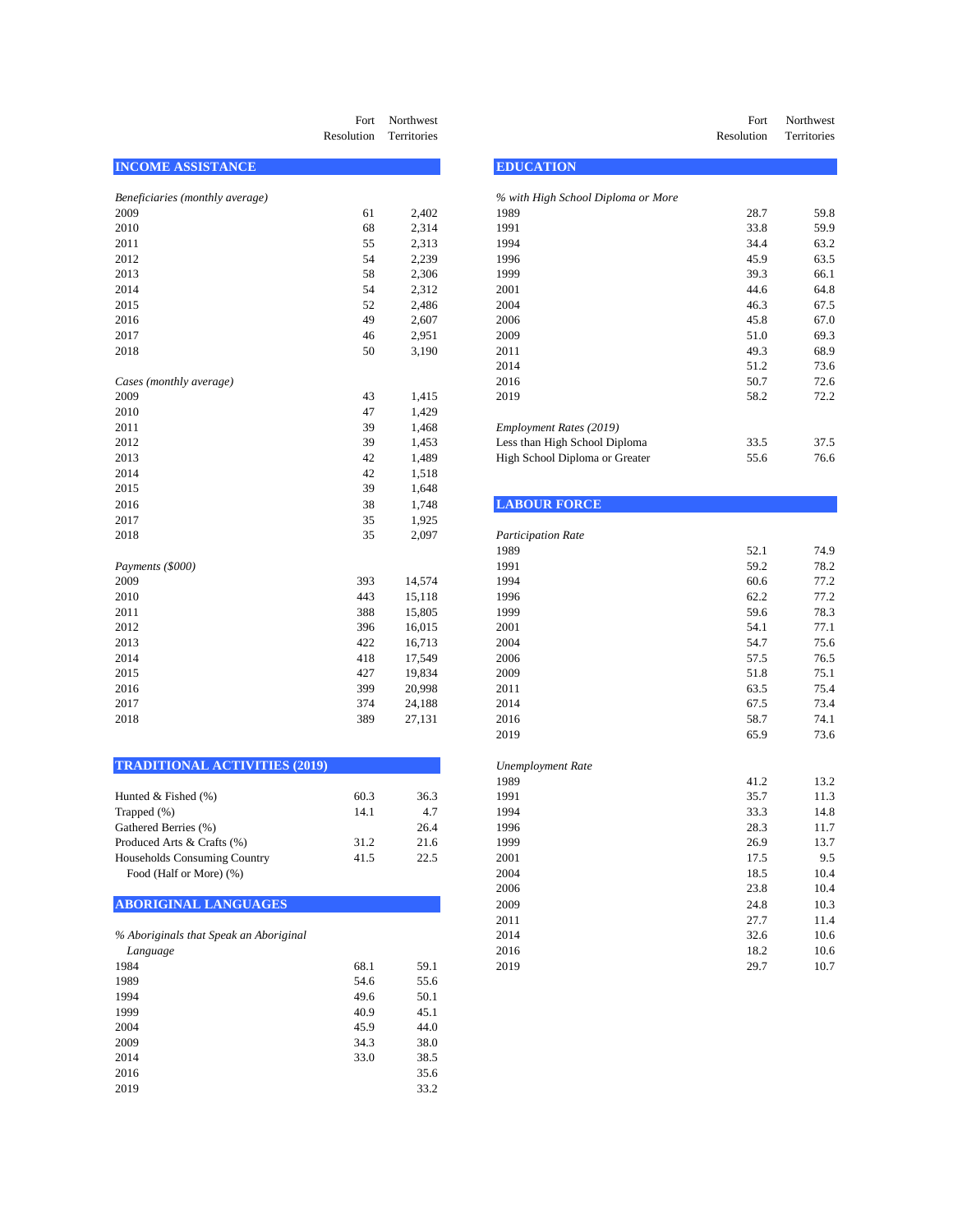## INCOME ASSISTANCE

| | Fort Resolution | Northwest Territories |
|---|---|---|
| *Beneficiaries (monthly average)* | | |
| 2009 | 61 | 2,402 |
| 2010 | 68 | 2,314 |
| 2011 | 55 | 2,313 |
| 2012 | 54 | 2,239 |
| 2013 | 58 | 2,306 |
| 2014 | 54 | 2,312 |
| 2015 | 52 | 2,486 |
| 2016 | 49 | 2,607 |
| 2017 | 46 | 2,951 |
| 2018 | 50 | 3,190 |
| *Cases (monthly average)* | | |
| 2009 | 43 | 1,415 |
| 2010 | 47 | 1,429 |
| 2011 | 39 | 1,468 |
| 2012 | 39 | 1,453 |
| 2013 | 42 | 1,489 |
| 2014 | 42 | 1,518 |
| 2015 | 39 | 1,648 |
| 2016 | 38 | 1,748 |
| 2017 | 35 | 1,925 |
| 2018 | 35 | 2,097 |
| *Payments ($000)* | | |
| 2009 | 393 | 14,574 |
| 2010 | 443 | 15,118 |
| 2011 | 388 | 15,805 |
| 2012 | 396 | 16,015 |
| 2013 | 422 | 16,713 |
| 2014 | 418 | 17,549 |
| 2015 | 427 | 19,834 |
| 2016 | 399 | 20,998 |
| 2017 | 374 | 24,188 |
| 2018 | 389 | 27,131 |

## TRADITIONAL ACTIVITIES (2019)

| | Fort Resolution | Northwest Territories |
|---|---|---|
| Hunted & Fished (%) | 60.3 | 36.3 |
| Trapped (%) | 14.1 | 4.7 |
| Gathered Berries (%) | | 26.4 |
| Produced Arts & Crafts (%) | 31.2 | 21.6 |
| Households Consuming Country Food (Half or More) (%) | 41.5 | 22.5 |

## ABORIGINAL LANGUAGES

| | Fort Resolution | Northwest Territories |
|---|---|---|
| *% Aboriginals that Speak an Aboriginal Language* | | |
| 1984 | 68.1 | 59.1 |
| 1989 | 54.6 | 55.6 |
| 1994 | 49.6 | 50.1 |
| 1999 | 40.9 | 45.1 |
| 2004 | 45.9 | 44.0 |
| 2009 | 34.3 | 38.0 |
| 2014 | 33.0 | 38.5 |
| 2016 | | 35.6 |
| 2019 | | 33.2 |

## EDUCATION

| | Fort Resolution | Northwest Territories |
|---|---|---|
| *% with High School Diploma or More* | | |
| 1989 | 28.7 | 59.8 |
| 1991 | 33.8 | 59.9 |
| 1994 | 34.4 | 63.2 |
| 1996 | 45.9 | 63.5 |
| 1999 | 39.3 | 66.1 |
| 2001 | 44.6 | 64.8 |
| 2004 | 46.3 | 67.5 |
| 2006 | 45.8 | 67.0 |
| 2009 | 51.0 | 69.3 |
| 2011 | 49.3 | 68.9 |
| 2014 | 51.2 | 73.6 |
| 2016 | 50.7 | 72.6 |
| 2019 | 58.2 | 72.2 |
| *Employment Rates (2019)* | | |
| Less than High School Diploma | 33.5 | 37.5 |
| High School Diploma or Greater | 55.6 | 76.6 |

## LABOUR FORCE

| | Fort Resolution | Northwest Territories |
|---|---|---|
| *Participation Rate* | | |
| 1989 | 52.1 | 74.9 |
| 1991 | 59.2 | 78.2 |
| 1994 | 60.6 | 77.2 |
| 1996 | 62.2 | 77.2 |
| 1999 | 59.6 | 78.3 |
| 2001 | 54.1 | 77.1 |
| 2004 | 54.7 | 75.6 |
| 2006 | 57.5 | 76.5 |
| 2009 | 51.8 | 75.1 |
| 2011 | 63.5 | 75.4 |
| 2014 | 67.5 | 73.4 |
| 2016 | 58.7 | 74.1 |
| 2019 | 65.9 | 73.6 |
| *Unemployment Rate* | | |
| 1989 | 41.2 | 13.2 |
| 1991 | 35.7 | 11.3 |
| 1994 | 33.3 | 14.8 |
| 1996 | 28.3 | 11.7 |
| 1999 | 26.9 | 13.7 |
| 2001 | 17.5 | 9.5 |
| 2004 | 18.5 | 10.4 |
| 2006 | 23.8 | 10.4 |
| 2009 | 24.8 | 10.3 |
| 2011 | 27.7 | 11.4 |
| 2014 | 32.6 | 10.6 |
| 2016 | 18.2 | 10.6 |
| 2019 | 29.7 | 10.7 |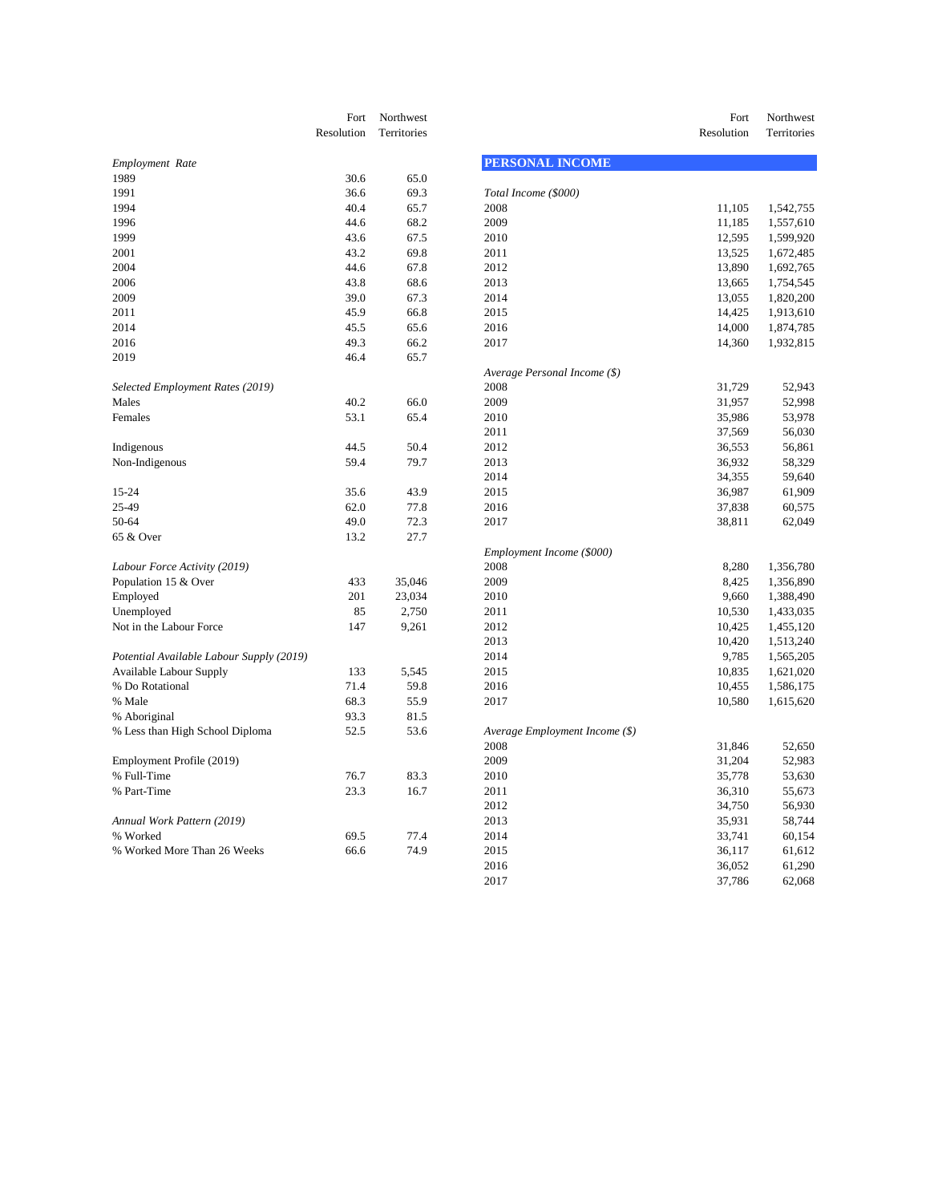| | Fort Resolution | Northwest Territories |
|---|---|---|
| *Employment Rate* | | |
| 1989 | 30.6 | 65.0 |
| 1991 | 36.6 | 69.3 |
| 1994 | 40.4 | 65.7 |
| 1996 | 44.6 | 68.2 |
| 1999 | 43.6 | 67.5 |
| 2001 | 43.2 | 69.8 |
| 2004 | 44.6 | 67.8 |
| 2006 | 43.8 | 68.6 |
| 2009 | 39.0 | 67.3 |
| 2011 | 45.9 | 66.8 |
| 2014 | 45.5 | 65.6 |
| 2016 | 49.3 | 66.2 |
| 2019 | 46.4 | 65.7 |
| *Selected Employment Rates (2019)* | | |
| Males | 40.2 | 66.0 |
| Females | 53.1 | 65.4 |
| Indigenous | 44.5 | 50.4 |
| Non-Indigenous | 59.4 | 79.7 |
| 15-24 | 35.6 | 43.9 |
| 25-49 | 62.0 | 77.8 |
| 50-64 | 49.0 | 72.3 |
| 65 & Over | 13.2 | 27.7 |
| *Labour Force Activity (2019)* | | |
| Population 15 & Over | 433 | 35,046 |
| Employed | 201 | 23,034 |
| Unemployed | 85 | 2,750 |
| Not in the Labour Force | 147 | 9,261 |
| *Potential Available Labour Supply (2019)* | | |
| Available Labour Supply | 133 | 5,545 |
| % Do Rotational | 71.4 | 59.8 |
| % Male | 68.3 | 55.9 |
| % Aboriginal | 93.3 | 81.5 |
| % Less than High School Diploma | 52.5 | 53.6 |
| Employment Profile (2019) | | |
| % Full-Time | 76.7 | 83.3 |
| % Part-Time | 23.3 | 16.7 |
| *Annual Work Pattern (2019)* | | |
| % Worked | 69.5 | 77.4 |
| % Worked More Than 26 Weeks | 66.6 | 74.9 |

## PERSONAL INCOME

| | Fort Resolution | Northwest Territories |
|---|---|---|
| *Total Income ($000)* | | |
| 2008 | 11,105 | 1,542,755 |
| 2009 | 11,185 | 1,557,610 |
| 2010 | 12,595 | 1,599,920 |
| 2011 | 13,525 | 1,672,485 |
| 2012 | 13,890 | 1,692,765 |
| 2013 | 13,665 | 1,754,545 |
| 2014 | 13,055 | 1,820,200 |
| 2015 | 14,425 | 1,913,610 |
| 2016 | 14,000 | 1,874,785 |
| 2017 | 14,360 | 1,932,815 |
| *Average Personal Income ($)* | | |
| 2008 | 31,729 | 52,943 |
| 2009 | 31,957 | 52,998 |
| 2010 | 35,986 | 53,978 |
| 2011 | 37,569 | 56,030 |
| 2012 | 36,553 | 56,861 |
| 2013 | 36,932 | 58,329 |
| 2014 | 34,355 | 59,640 |
| 2015 | 36,987 | 61,909 |
| 2016 | 37,838 | 60,575 |
| 2017 | 38,811 | 62,049 |
| *Employment Income ($000)* | | |
| 2008 | 8,280 | 1,356,780 |
| 2009 | 8,425 | 1,356,890 |
| 2010 | 9,660 | 1,388,490 |
| 2011 | 10,530 | 1,433,035 |
| 2012 | 10,425 | 1,455,120 |
| 2013 | 10,420 | 1,513,240 |
| 2014 | 9,785 | 1,565,205 |
| 2015 | 10,835 | 1,621,020 |
| 2016 | 10,455 | 1,586,175 |
| 2017 | 10,580 | 1,615,620 |
| *Average Employment Income ($)* | | |
| 2008 | 31,846 | 52,650 |
| 2009 | 31,204 | 52,983 |
| 2010 | 35,778 | 53,630 |
| 2011 | 36,310 | 55,673 |
| 2012 | 34,750 | 56,930 |
| 2013 | 35,931 | 58,744 |
| 2014 | 33,741 | 60,154 |
| 2015 | 36,117 | 61,612 |
| 2016 | 36,052 | 61,290 |
| 2017 | 37,786 | 62,068 |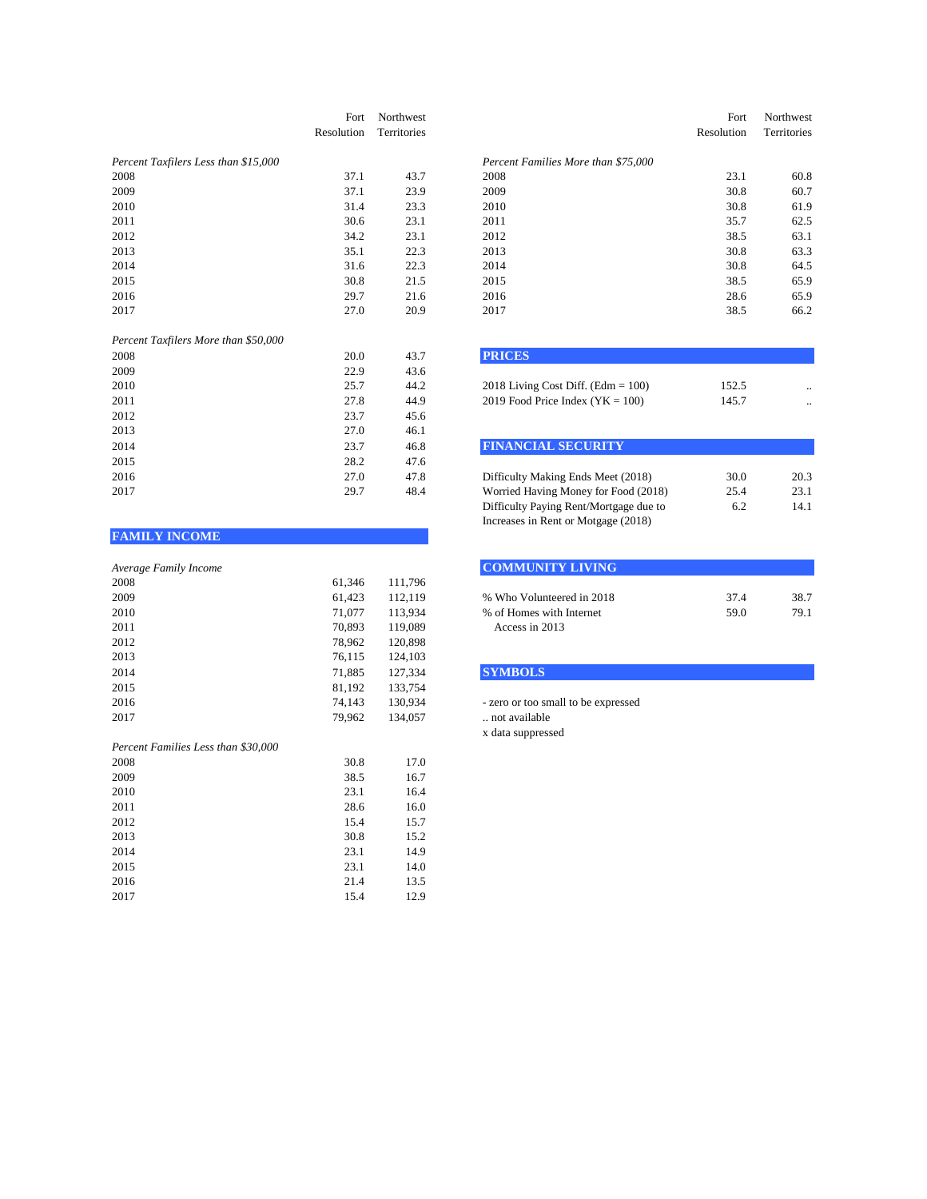| | Fort Resolution | Northwest Territories |
|---|---|---|
| *Percent Taxfilers Less than $15,000* | | |
| 2008 | 37.1 | 43.7 |
| 2009 | 37.1 | 23.9 |
| 2010 | 31.4 | 23.3 |
| 2011 | 30.6 | 23.1 |
| 2012 | 34.2 | 23.1 |
| 2013 | 35.1 | 22.3 |
| 2014 | 31.6 | 22.3 |
| 2015 | 30.8 | 21.5 |
| 2016 | 29.7 | 21.6 |
| 2017 | 27.0 | 20.9 |
| *Percent Taxfilers More than $50,000* | | |
| 2008 | 20.0 | 43.7 |
| 2009 | 22.9 | 43.6 |
| 2010 | 25.7 | 44.2 |
| 2011 | 27.8 | 44.9 |
| 2012 | 23.7 | 45.6 |
| 2013 | 27.0 | 46.1 |
| 2014 | 23.7 | 46.8 |
| 2015 | 28.2 | 47.6 |
| 2016 | 27.0 | 47.8 |
| 2017 | 29.7 | 48.4 |

## FAMILY INCOME

| | Fort Resolution | Northwest Territories |
|---|---|---|
| *Average Family Income* | | |
| 2008 | 61,346 | 111,796 |
| 2009 | 61,423 | 112,119 |
| 2010 | 71,077 | 113,934 |
| 2011 | 70,893 | 119,089 |
| 2012 | 78,962 | 120,898 |
| 2013 | 76,115 | 124,103 |
| 2014 | 71,885 | 127,334 |
| 2015 | 81,192 | 133,754 |
| 2016 | 74,143 | 130,934 |
| 2017 | 79,962 | 134,057 |
| *Percent Families Less than $30,000* | | |
| 2008 | 30.8 | 17.0 |
| 2009 | 38.5 | 16.7 |
| 2010 | 23.1 | 16.4 |
| 2011 | 28.6 | 16.0 |
| 2012 | 15.4 | 15.7 |
| 2013 | 30.8 | 15.2 |
| 2014 | 23.1 | 14.9 |
| 2015 | 23.1 | 14.0 |
| 2016 | 21.4 | 13.5 |
| 2017 | 15.4 | 12.9 |

| | Fort Resolution | Northwest Territories |
|---|---|---|
| *Percent Families More than $75,000* | | |
| 2008 | 23.1 | 60.8 |
| 2009 | 30.8 | 60.7 |
| 2010 | 30.8 | 61.9 |
| 2011 | 35.7 | 62.5 |
| 2012 | 38.5 | 63.1 |
| 2013 | 30.8 | 63.3 |
| 2014 | 30.8 | 64.5 |
| 2015 | 38.5 | 65.9 |
| 2016 | 28.6 | 65.9 |
| 2017 | 38.5 | 66.2 |

## PRICES

| | Fort Resolution | Northwest Territories |
|---|---|---|
| 2018 Living Cost Diff. (Edm = 100) | 152.5 | .. |
| 2019 Food Price Index (YK = 100) | 145.7 | .. |

## FINANCIAL SECURITY

| | Fort Resolution | Northwest Territories |
|---|---|---|
| Difficulty Making Ends Meet (2018) | 30.0 | 20.3 |
| Worried Having Money for Food (2018) | 25.4 | 23.1 |
| Difficulty Paying Rent/Mortgage due to Increases in Rent or Motgage (2018) | 6.2 | 14.1 |

## COMMUNITY LIVING

| | Fort Resolution | Northwest Territories |
|---|---|---|
| % Who Volunteered in 2018 | 37.4 | 38.7 |
| % of Homes with Internet Access in 2013 | 59.0 | 79.1 |

## SYMBOLS

- zero or too small to be expressed
.. not available
x data suppressed